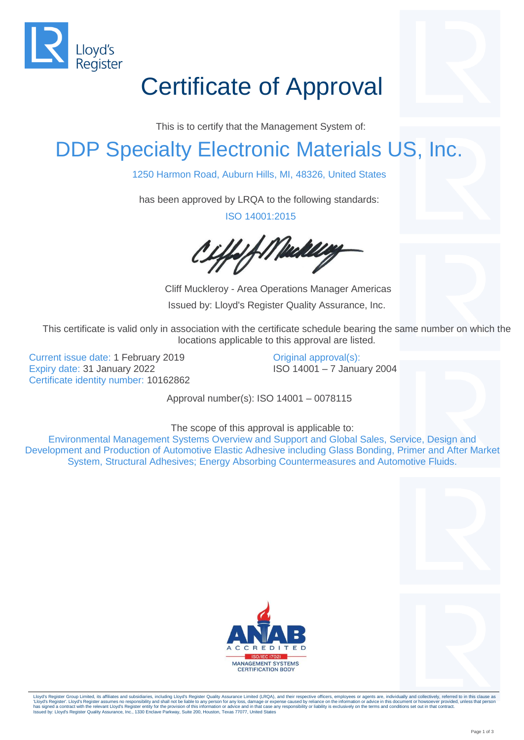Lloyd's Register

# Certificate of Approval

This is to certify that the Management System of:

## DDP Specialty Electronic Materials US, Inc.

1250 Harmon Road, Auburn Hills, MI, 48326, United States

has been approved by LRQA to the following standards:

ISO 14001:2015

Cliff Muckleroy - Area Operations Manager Americas

Issued by: Lloyd's Register Quality Assurance, Inc.

This certificate is valid only in association with the certificate schedule bearing the same number on which the locations applicable to this approval are listed.

Current issue date: 1 February 2019
Expiry date: 31 January 2022
Certificate identity number: 10162862

Original approval(s):
ISO 14001 – 7 January 2004

Approval number(s): ISO 14001 – 0078115

The scope of this approval is applicable to:

Environmental Management Systems Overview and Support and Global Sales, Service, Design and Development and Production of Automotive Elastic Adhesive including Glass Bonding, Primer and After Market System, Structural Adhesives; Energy Absorbing Countermeasures and Automotive Fluids.

ANAB ACCREDITED ISO/IEC 17021 MANAGEMENT SYSTEMS CERTIFICATION BODY

Lloyd's Register Group Limited, its affiliates and subsidiaries, including Lloyd's Register Quality Assurance Limited (LRQA), and their respective officers, employees or agents are, individually and collectively, referred to in this clause as 'Lloyd's Register'. Lloyd's Register assumes no responsibility and shall not be liable to any person for any loss, damage or expense caused by reliance on the information or advice in this document or howsoever provided, unless that person has signed a contract with the relevant Lloyd's Register entity for the provision of this information or advice and in that case any responsibility or liability is exclusively on the terms and conditions set out in that contract.
Issued by: Lloyd's Register Quality Assurance, Inc., 1330 Enclave Parkway, Suite 200, Houston, Texas 77077, United States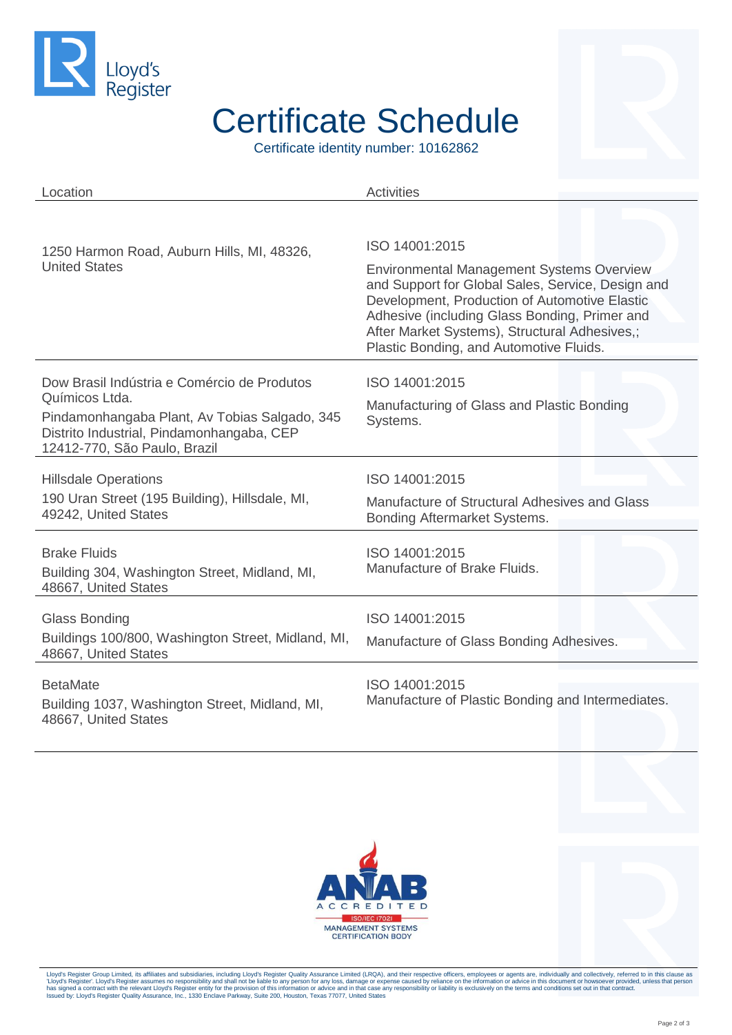Lloyd's Register

# Certificate Schedule

Certificate identity number: 10162862

| Location | Activities |
|---|---|
| 1250 Harmon Road, Auburn Hills, MI, 48326, United States | ISO 14001:2015<br>Environmental Management Systems Overview and Support for Global Sales, Service, Design and Development, Production of Automotive Elastic Adhesive (including Glass Bonding, Primer and After Market Systems), Structural Adhesives,; Plastic Bonding, and Automotive Fluids. |
| Dow Brasil Indústria e Comércio de Produtos Químicos Ltda.<br>Pindamonhangaba Plant, Av Tobias Salgado, 345 Distrito Industrial, Pindamonhangaba, CEP 12412-770, São Paulo, Brazil | ISO 14001:2015<br>Manufacturing of Glass and Plastic Bonding Systems. |
| Hillsdale Operations<br>190 Uran Street (195 Building), Hillsdale, MI, 49242, United States | ISO 14001:2015<br>Manufacture of Structural Adhesives and Glass Bonding Aftermarket Systems. |
| Brake Fluids<br>Building 304, Washington Street, Midland, MI, 48667, United States | ISO 14001:2015<br>Manufacture of Brake Fluids. |
| Glass Bonding<br>Buildings 100/800, Washington Street, Midland, MI, 48667, United States | ISO 14001:2015<br>Manufacture of Glass Bonding Adhesives. |
| BetaMate<br>Building 1037, Washington Street, Midland, MI, 48667, United States | ISO 14001:2015<br>Manufacture of Plastic Bonding and Intermediates. |

ANAB ACCREDITED ISO/IEC 17021 MANAGEMENT SYSTEMS CERTIFICATION BODY

Lloyd's Register Group Limited, its affiliates and subsidiaries, including Lloyd's Register Quality Assurance Limited (LRQA), and their respective officers, employees or agents are, individually and collectively, referred to in this clause as 'Lloyd's Register'. Lloyd's Register assumes no responsibility and shall not be liable to any person for any loss, damage or expense caused by reliance on the information or advice in this document or howsoever provided, unless that person has signed a contract with the relevant Lloyd's Register entity for the provision of this information or advice and in that case any responsibility or liability is exclusively on the terms and conditions set out in that contract.
Issued by: Lloyd's Register Quality Assurance, Inc., 1330 Enclave Parkway, Suite 200, Houston, Texas 77077, United States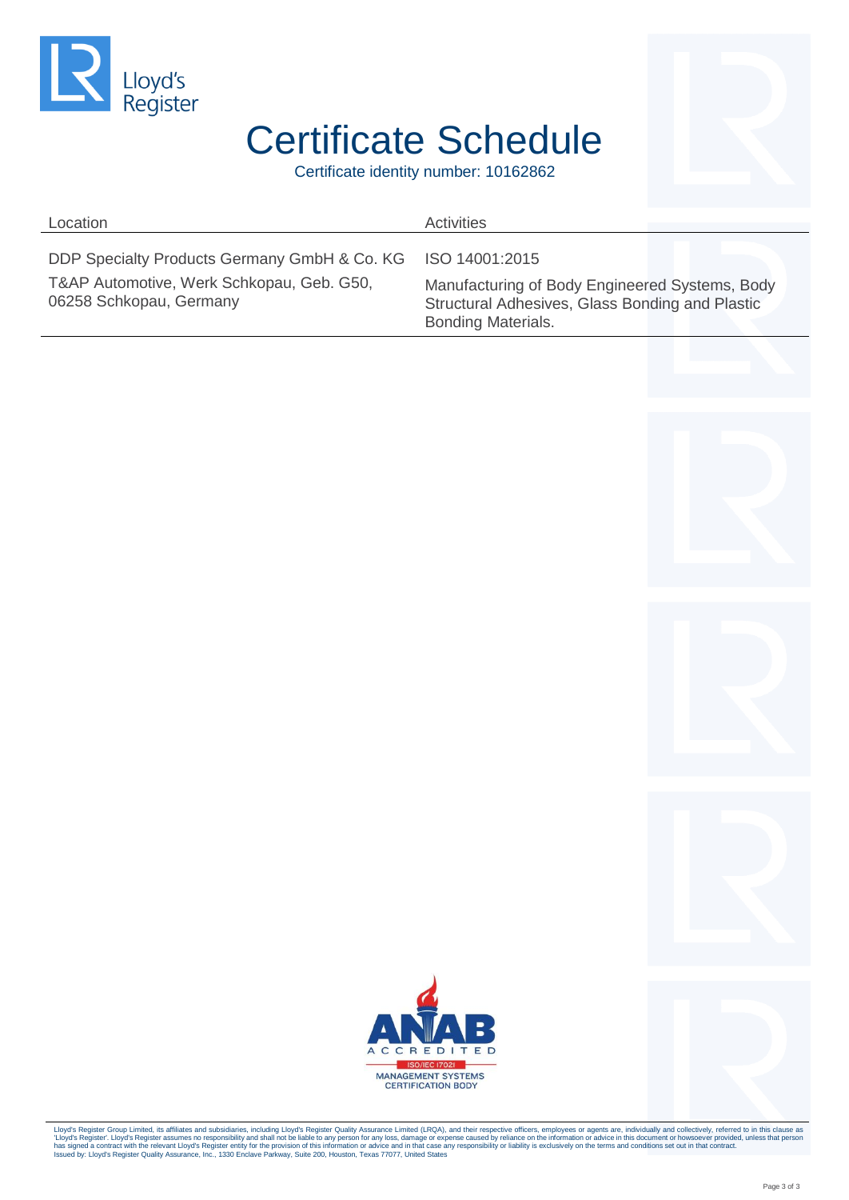# Certificate Schedule

Certificate identity number: 10162862

| Location | Activities |
| --- | --- |
| DDP Specialty Products Germany GmbH & Co. KG<br>T&AP Automotive, Werk Schkopau, Geb. G50, 06258 Schkopau, Germany | ISO 14001:2015<br>Manufacturing of Body Engineered Systems, Body Structural Adhesives, Glass Bonding and Plastic Bonding Materials. |

ANAB ACCREDITED ISO/IEC 17021 MANAGEMENT SYSTEMS CERTIFICATION BODY

Lloyd's Register Group Limited, its affiliates and subsidiaries, including Lloyd's Register Quality Assurance Limited (LRQA), and their respective officers, employees or agents are, individually and collectively, referred to in this clause as 'Lloyd's Register'. Lloyd's Register assumes no responsibility and shall not be liable to any person for any loss, damage or expense caused by reliance on the information or advice in this document or howsoever provided, unless that person has signed a contract with the relevant Lloyd's Register entity for the provision of this information or advice and in that case any responsibility or liability is exclusively on the terms and conditions set out in that contract.
Issued by: Lloyd's Register Quality Assurance, Inc., 1330 Enclave Parkway, Suite 200, Houston, Texas 77077, United States